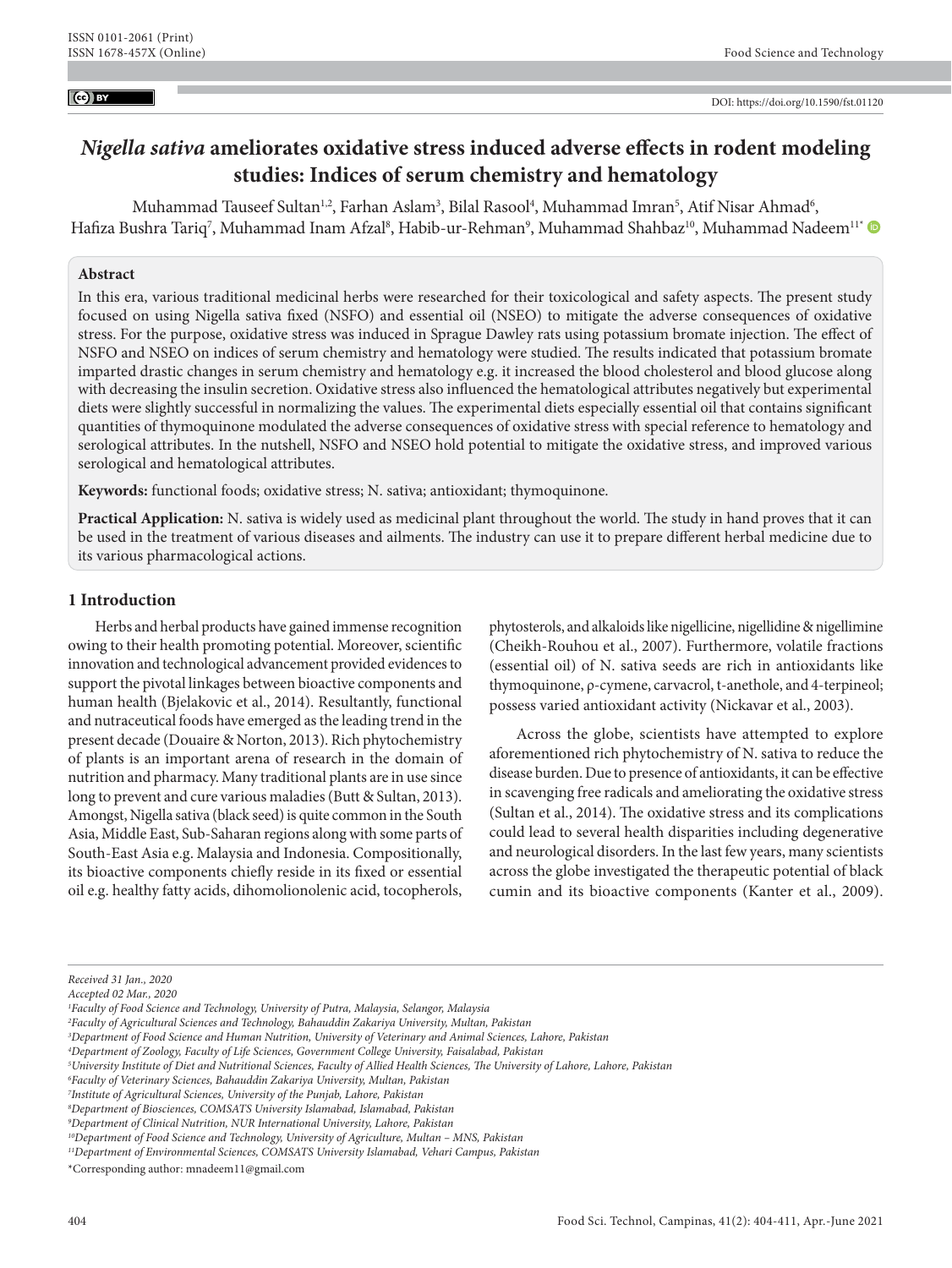# *Nigella sativa* ameliorates oxidative stress induced adverse effects in rodent modeling studies: Indices of serum chemistry and hematology

Muhammad Tauseef Sultan[1,2], Farhan Aslam[3], Bilal Rasool[4], Muhammad Imran[5], Atif Nisar Ahmad[6], Hafiza Bushra Tariq[7], Muhammad Inam Afzal[8], Habib-ur-Rehman[9], Muhammad Shahbaz[10], Muhammad Nadeem[11*]

**Abstract**

In this era, various traditional medicinal herbs were researched for their toxicological and safety aspects. The present study focused on using Nigella sativa fixed (NSFO) and essential oil (NSEO) to mitigate the adverse consequences of oxidative stress. For the purpose, oxidative stress was induced in Sprague Dawley rats using potassium bromate injection. The effect of NSFO and NSEO on indices of serum chemistry and hematology were studied. The results indicated that potassium bromate imparted drastic changes in serum chemistry and hematology e.g. it increased the blood cholesterol and blood glucose along with decreasing the insulin secretion. Oxidative stress also influenced the hematological attributes negatively but experimental diets were slightly successful in normalizing the values. The experimental diets especially essential oil that contains significant quantities of thymoquinone modulated the adverse consequences of oxidative stress with special reference to hematology and serological attributes. In the nutshell, NSFO and NSEO hold potential to mitigate the oxidative stress, and improved various serological and hematological attributes.

**Keywords:** functional foods; oxidative stress; N. sativa; antioxidant; thymoquinone.

**Practical Application:** N. sativa is widely used as medicinal plant throughout the world. The study in hand proves that it can be used in the treatment of various diseases and ailments. The industry can use it to prepare different herbal medicine due to its various pharmacological actions.

## 1 Introduction

Herbs and herbal products have gained immense recognition owing to their health promoting potential. Moreover, scientific innovation and technological advancement provided evidences to support the pivotal linkages between bioactive components and human health (Bjelakovic et al., 2014). Resultantly, functional and nutraceutical foods have emerged as the leading trend in the present decade (Douaire & Norton, 2013). Rich phytochemistry of plants is an important arena of research in the domain of nutrition and pharmacy. Many traditional plants are in use since long to prevent and cure various maladies (Butt & Sultan, 2013). Amongst, Nigella sativa (black seed) is quite common in the South Asia, Middle East, Sub-Saharan regions along with some parts of South-East Asia e.g. Malaysia and Indonesia. Compositionally, its bioactive components chiefly reside in its fixed or essential oil e.g. healthy fatty acids, dihomolionolenic acid, tocopherols, phytosterols, and alkaloids like nigellicine, nigellidine & nigellimine (Cheikh-Rouhou et al., 2007). Furthermore, volatile fractions (essential oil) of N. sativa seeds are rich in antioxidants like thymoquinone, ρ-cymene, carvacrol, t-anethole, and 4-terpineol; possess varied antioxidant activity (Nickavar et al., 2003).

Across the globe, scientists have attempted to explore aforementioned rich phytochemistry of N. sativa to reduce the disease burden. Due to presence of antioxidants, it can be effective in scavenging free radicals and ameliorating the oxidative stress (Sultan et al., 2014). The oxidative stress and its complications could lead to several health disparities including degenerative and neurological disorders. In the last few years, many scientists across the globe investigated the therapeutic potential of black cumin and its bioactive components (Kanter et al., 2009).

*Received 31 Jan., 2020*
*Accepted 02 Mar., 2020*
*[1]Faculty of Food Science and Technology, University of Putra, Malaysia, Selangor, Malaysia*
*[2]Faculty of Agricultural Sciences and Technology, Bahauddin Zakariya University, Multan, Pakistan*
*[3]Department of Food Science and Human Nutrition, University of Veterinary and Animal Sciences, Lahore, Pakistan*
*[4]Department of Zoology, Faculty of Life Sciences, Government College University, Faisalabad, Pakistan*
*[5]University Institute of Diet and Nutritional Sciences, Faculty of Allied Health Sciences, The University of Lahore, Lahore, Pakistan*
*[6]Faculty of Veterinary Sciences, Bahauddin Zakariya University, Multan, Pakistan*
*[7]Institute of Agricultural Sciences, University of the Punjab, Lahore, Pakistan*
*[8]Department of Biosciences, COMSATS University Islamabad, Islamabad, Pakistan*
*[9]Department of Clinical Nutrition, NUR International University, Lahore, Pakistan*
*[10]Department of Food Science and Technology, University of Agriculture, Multan – MNS, Pakistan*
*[11]Department of Environmental Sciences, COMSATS University Islamabad, Vehari Campus, Pakistan*
*Corresponding author: mnadeem11@gmail.com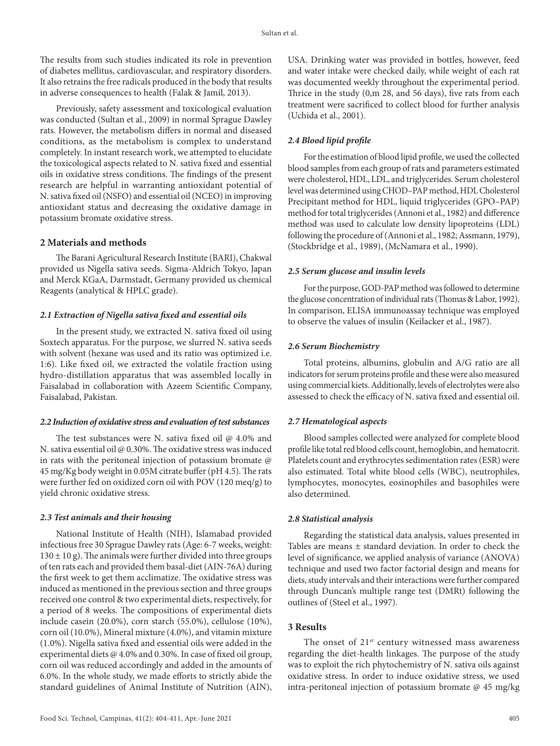The results from such studies indicated its role in prevention of diabetes mellitus, cardiovascular, and respiratory disorders. It also retrains the free radicals produced in the body that results in adverse consequences to health (Falak & Jamil, 2013).

Previously, safety assessment and toxicological evaluation was conducted (Sultan et al., 2009) in normal Sprague Dawley rats. However, the metabolism differs in normal and diseased conditions, as the metabolism is complex to understand completely. In instant research work, we attempted to elucidate the toxicological aspects related to N. sativa fixed and essential oils in oxidative stress conditions. The findings of the present research are helpful in warranting antioxidant potential of N. sativa fixed oil (NSFO) and essential oil (NCEO) in improving antioxidant status and decreasing the oxidative damage in potassium bromate oxidative stress.

## 2 Materials and methods

The Barani Agricultural Research Institute (BARI), Chakwal provided us Nigella sativa seeds. Sigma-Aldrich Tokyo, Japan and Merck KGaA, Darmstadt, Germany provided us chemical Reagents (analytical & HPLC grade).

### *2.1 Extraction of Nigella sativa fixed and essential oils*

In the present study, we extracted N. sativa fixed oil using Soxtech apparatus. For the purpose, we slurred N. sativa seeds with solvent (hexane was used and its ratio was optimized i.e. 1:6). Like fixed oil, we extracted the volatile fraction using hydro-distillation apparatus that was assembled locally in Faisalabad in collaboration with Azeem Scientific Company, Faisalabad, Pakistan.

### *2.2 Induction of oxidative stress and evaluation of test substances*

The test substances were N. sativa fixed oil @ 4.0% and N. sativa essential oil @ 0.30%. The oxidative stress was induced in rats with the peritoneal injection of potassium bromate @ 45 mg/Kg body weight in 0.05M citrate buffer (pH 4.5). The rats were further fed on oxidized corn oil with POV (120 meq/g) to yield chronic oxidative stress.

### *2.3 Test animals and their housing*

National Institute of Health (NIH), Islamabad provided infectious free 30 Sprague Dawley rats (Age: 6-7 weeks, weight: 130 ± 10 g). The animals were further divided into three groups of ten rats each and provided them basal-diet (AIN-76A) during the first week to get them acclimatize. The oxidative stress was induced as mentioned in the previous section and three groups received one control & two experimental diets, respectively, for a period of 8 weeks. The compositions of experimental diets include casein (20.0%), corn starch (55.0%), cellulose (10%), corn oil (10.0%), Mineral mixture (4.0%), and vitamin mixture (1.0%). Nigella sativa fixed and essential oils were added in the experimental diets @ 4.0% and 0.30%. In case of fixed oil group, corn oil was reduced accordingly and added in the amounts of 6.0%. In the whole study, we made efforts to strictly abide the standard guidelines of Animal Institute of Nutrition (AIN), USA. Drinking water was provided in bottles, however, feed and water intake were checked daily, while weight of each rat was documented weekly throughout the experimental period. Thrice in the study (0,m 28, and 56 days), five rats from each treatment were sacrificed to collect blood for further analysis (Uchida et al., 2001).

### *2.4 Blood lipid profile*

For the estimation of blood lipid profile, we used the collected blood samples from each group of rats and parameters estimated were cholesterol, HDL, LDL, and triglycerides. Serum cholesterol level was determined using CHOD–PAP method, HDL Cholesterol Precipitant method for HDL, liquid triglycerides (GPO–PAP) method for total triglycerides (Annoni et al., 1982) and difference method was used to calculate low density lipoproteins (LDL) following the procedure of (Annoni et al., 1982; Assmann, 1979), (Stockbridge et al., 1989), (McNamara et al., 1990).

### *2.5 Serum glucose and insulin levels*

For the purpose, GOD-PAP method was followed to determine the glucose concentration of individual rats (Thomas & Labor, 1992). In comparison, ELISA immunoassay technique was employed to observe the values of insulin (Keilacker et al., 1987).

### *2.6 Serum Biochemistry*

Total proteins, albumins, globulin and A/G ratio are all indicators for serum proteins profile and these were also measured using commercial kiets. Additionally, levels of electrolytes were also assessed to check the efficacy of N. sativa fixed and essential oil.

### *2.7 Hematological aspects*

Blood samples collected were analyzed for complete blood profile like total red blood cells count, hemoglobin, and hematocrit. Platelets count and erythrocytes sedimentation rates (ESR) were also estimated. Total white blood cells (WBC), neutrophiles, lymphocytes, monocytes, eosinophiles and basophiles were also determined.

### *2.8 Statistical analysis*

Regarding the statistical data analysis, values presented in Tables are means ± standard deviation. In order to check the level of significance, we applied analysis of variance (ANOVA) technique and used two factor factorial design and means for diets, study intervals and their interactions were further compared through Duncan's multiple range test (DMRt) following the outlines of (Steel et al., 1997).

## 3 Results

The onset of 21st century witnessed mass awareness regarding the diet-health linkages. The purpose of the study was to exploit the rich phytochemistry of N. sativa oils against oxidative stress. In order to induce oxidative stress, we used intra-peritoneal injection of potassium bromate @ 45 mg/kg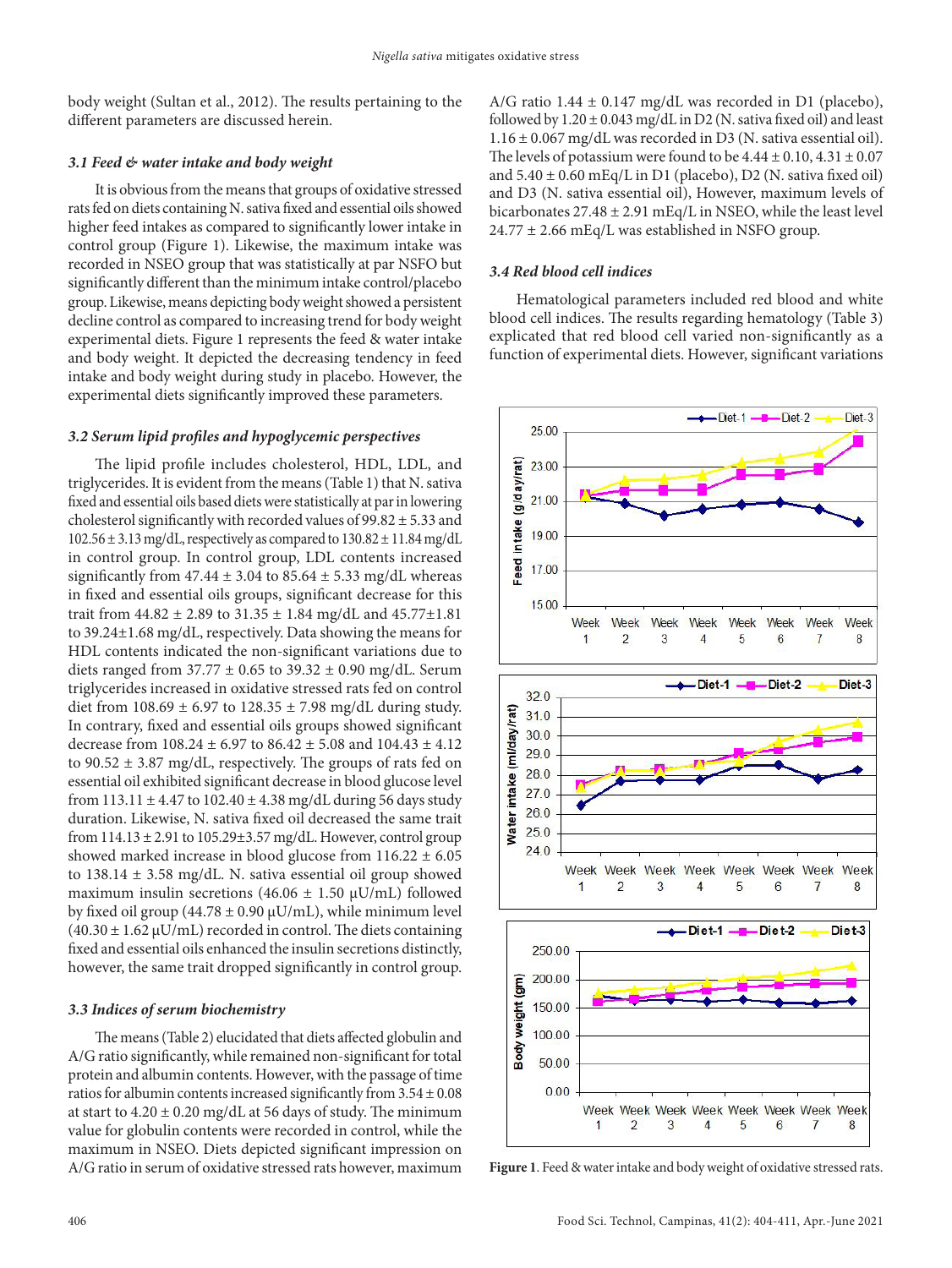body weight (Sultan et al., 2012). The results pertaining to the different parameters are discussed herein.

### 3.1 Feed & water intake and body weight

It is obvious from the means that groups of oxidative stressed rats fed on diets containing N. sativa fixed and essential oils showed higher feed intakes as compared to significantly lower intake in control group (Figure 1). Likewise, the maximum intake was recorded in NSEO group that was statistically at par NSFO but significantly different than the minimum intake control/placebo group. Likewise, means depicting body weight showed a persistent decline control as compared to increasing trend for body weight experimental diets. Figure 1 represents the feed & water intake and body weight. It depicted the decreasing tendency in feed intake and body weight during study in placebo. However, the experimental diets significantly improved these parameters.

### 3.2 Serum lipid profiles and hypoglycemic perspectives

The lipid profile includes cholesterol, HDL, LDL, and triglycerides. It is evident from the means (Table 1) that N. sativa fixed and essential oils based diets were statistically at par in lowering cholesterol significantly with recorded values of 99.82 ± 5.33 and 102.56 ± 3.13 mg/dL, respectively as compared to 130.82 ± 11.84 mg/dL in control group. In control group, LDL contents increased significantly from 47.44 ± 3.04 to 85.64 ± 5.33 mg/dL whereas in fixed and essential oils groups, significant decrease for this trait from 44.82 ± 2.89 to 31.35 ± 1.84 mg/dL and 45.77±1.81 to 39.24±1.68 mg/dL, respectively. Data showing the means for HDL contents indicated the non-significant variations due to diets ranged from 37.77 ± 0.65 to 39.32 ± 0.90 mg/dL. Serum triglycerides increased in oxidative stressed rats fed on control diet from 108.69 ± 6.97 to 128.35 ± 7.98 mg/dL during study. In contrary, fixed and essential oils groups showed significant decrease from 108.24 ± 6.97 to 86.42 ± 5.08 and 104.43 ± 4.12 to 90.52 ± 3.87 mg/dL, respectively. The groups of rats fed on essential oil exhibited significant decrease in blood glucose level from 113.11 ± 4.47 to 102.40 ± 4.38 mg/dL during 56 days study duration. Likewise, N. sativa fixed oil decreased the same trait from 114.13 ± 2.91 to 105.29±3.57 mg/dL. However, control group showed marked increase in blood glucose from 116.22 ± 6.05 to 138.14 ± 3.58 mg/dL. N. sativa essential oil group showed maximum insulin secretions (46.06 ± 1.50 μU/mL) followed by fixed oil group (44.78 ± 0.90 μU/mL), while minimum level (40.30 ± 1.62 μU/mL) recorded in control. The diets containing fixed and essential oils enhanced the insulin secretions distinctly, however, the same trait dropped significantly in control group.

### 3.3 Indices of serum biochemistry

The means (Table 2) elucidated that diets affected globulin and A/G ratio significantly, while remained non-significant for total protein and albumin contents. However, with the passage of time ratios for albumin contents increased significantly from 3.54 ± 0.08 at start to 4.20 ± 0.20 mg/dL at 56 days of study. The minimum value for globulin contents were recorded in control, while the maximum in NSEO. Diets depicted significant impression on A/G ratio in serum of oxidative stressed rats however, maximum A/G ratio 1.44 ± 0.147 mg/dL was recorded in D1 (placebo), followed by 1.20 ± 0.043 mg/dL in D2 (N. sativa fixed oil) and least 1.16 ± 0.067 mg/dL was recorded in D3 (N. sativa essential oil). The levels of potassium were found to be 4.44 ± 0.10, 4.31 ± 0.07 and 5.40 ± 0.60 mEq/L in D1 (placebo), D2 (N. sativa fixed oil) and D3 (N. sativa essential oil), However, maximum levels of bicarbonates 27.48 ± 2.91 mEq/L in NSEO, while the least level 24.77 ± 2.66 mEq/L was established in NSFO group.

### 3.4 Red blood cell indices

Hematological parameters included red blood and white blood cell indices. The results regarding hematology (Table 3) explicated that red blood cell varied non-significantly as a function of experimental diets. However, significant variations

**Figure 1**. Feed & water intake and body weight of oxidative stressed rats.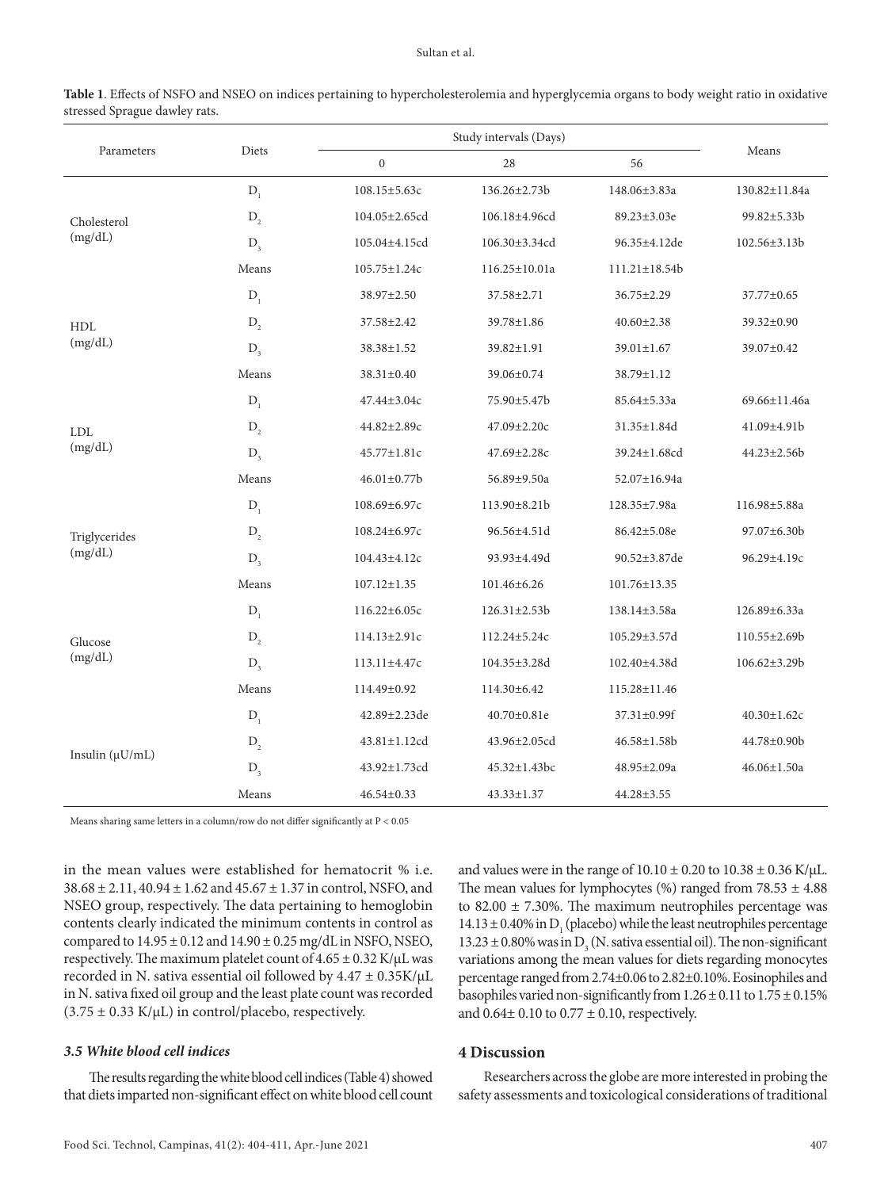**Table 1**. Effects of NSFO and NSEO on indices pertaining to hypercholesterolemia and hyperglycemia organs to body weight ratio in oxidative stressed Sprague dawley rats.

| Parameters | Diets | Study intervals (Days) | | | Means |
|---|---|---|---|---|---|
| | | 0 | 28 | 56 | |
| Cholesterol (mg/dL) | $D_1$ | 108.15±5.63c | 136.26±2.73b | 148.06±3.83a | 130.82±11.84a |
| | $D_2$ | 104.05±2.65cd | 106.18±4.96cd | 89.23±3.03e | 99.82±5.33b |
| | $D_3$ | 105.04±4.15cd | 106.30±3.34cd | 96.35±4.12de | 102.56±3.13b |
| | Means | 105.75±1.24c | 116.25±10.01a | 111.21±18.54b | |
| HDL (mg/dL) | $D_1$ | 38.97±2.50 | 37.58±2.71 | 36.75±2.29 | 37.77±0.65 |
| | $D_2$ | 37.58±2.42 | 39.78±1.86 | 40.60±2.38 | 39.32±0.90 |
| | $D_3$ | 38.38±1.52 | 39.82±1.91 | 39.01±1.67 | 39.07±0.42 |
| | Means | 38.31±0.40 | 39.06±0.74 | 38.79±1.12 | |
| LDL (mg/dL) | $D_1$ | 47.44±3.04c | 75.90±5.47b | 85.64±5.33a | 69.66±11.46a |
| | $D_2$ | 44.82±2.89c | 47.09±2.20c | 31.35±1.84d | 41.09±4.91b |
| | $D_3$ | 45.77±1.81c | 47.69±2.28c | 39.24±1.68cd | 44.23±2.56b |
| | Means | 46.01±0.77b | 56.89±9.50a | 52.07±16.94a | |
| Triglycerides (mg/dL) | $D_1$ | 108.69±6.97c | 113.90±8.21b | 128.35±7.98a | 116.98±5.88a |
| | $D_2$ | 108.24±6.97c | 96.56±4.51d | 86.42±5.08e | 97.07±6.30b |
| | $D_3$ | 104.43±4.12c | 93.93±4.49d | 90.52±3.87de | 96.29±4.19c |
| | Means | 107.12±1.35 | 101.46±6.26 | 101.76±13.35 | |
| Glucose (mg/dL) | $D_1$ | 116.22±6.05c | 126.31±2.53b | 138.14±3.58a | 126.89±6.33a |
| | $D_2$ | 114.13±2.91c | 112.24±5.24c | 105.29±3.57d | 110.55±2.69b |
| | $D_3$ | 113.11±4.47c | 104.35±3.28d | 102.40±4.38d | 106.62±3.29b |
| | Means | 114.49±0.92 | 114.30±6.42 | 115.28±11.46 | |
| Insulin (μU/mL) | $D_1$ | 42.89±2.23de | 40.70±0.81e | 37.31±0.99f | 40.30±1.62c |
| | $D_2$ | 43.81±1.12cd | 43.96±2.05cd | 46.58±1.58b | 44.78±0.90b |
| | $D_3$ | 43.92±1.73cd | 45.32±1.43bc | 48.95±2.09a | 46.06±1.50a |
| | Means | 46.54±0.33 | 43.33±1.37 | 44.28±3.55 | |

Means sharing same letters in a column/row do not differ significantly at P < 0.05

in the mean values were established for hematocrit % i.e. 38.68 ± 2.11, 40.94 ± 1.62 and 45.67 ± 1.37 in control, NSFO, and NSEO group, respectively. The data pertaining to hemoglobin contents clearly indicated the minimum contents in control as compared to 14.95 ± 0.12 and 14.90 ± 0.25 mg/dL in NSFO, NSEO, respectively. The maximum platelet count of 4.65 ± 0.32 K/μL was recorded in N. sativa essential oil followed by 4.47 ± 0.35K/μL in N. sativa fixed oil group and the least plate count was recorded (3.75 ± 0.33 K/μL) in control/placebo, respectively.

### *3.5 White blood cell indices*

The results regarding the white blood cell indices (Table 4) showed that diets imparted non-significant effect on white blood cell count and values were in the range of 10.10 ± 0.20 to 10.38 ± 0.36 K/μL. The mean values for lymphocytes (%) ranged from 78.53 ± 4.88 to 82.00 ± 7.30%. The maximum neutrophiles percentage was 14.13 ± 0.40% in $D_1$ (placebo) while the least neutrophiles percentage 13.23 ± 0.80% was in $D_3$ (N. sativa essential oil). The non-significant variations among the mean values for diets regarding monocytes percentage ranged from 2.74±0.06 to 2.82±0.10%. Eosinophiles and basophiles varied non-significantly from 1.26 ± 0.11 to 1.75 ± 0.15% and 0.64± 0.10 to 0.77 ± 0.10, respectively.

## 4 Discussion

Researchers across the globe are more interested in probing the safety assessments and toxicological considerations of traditional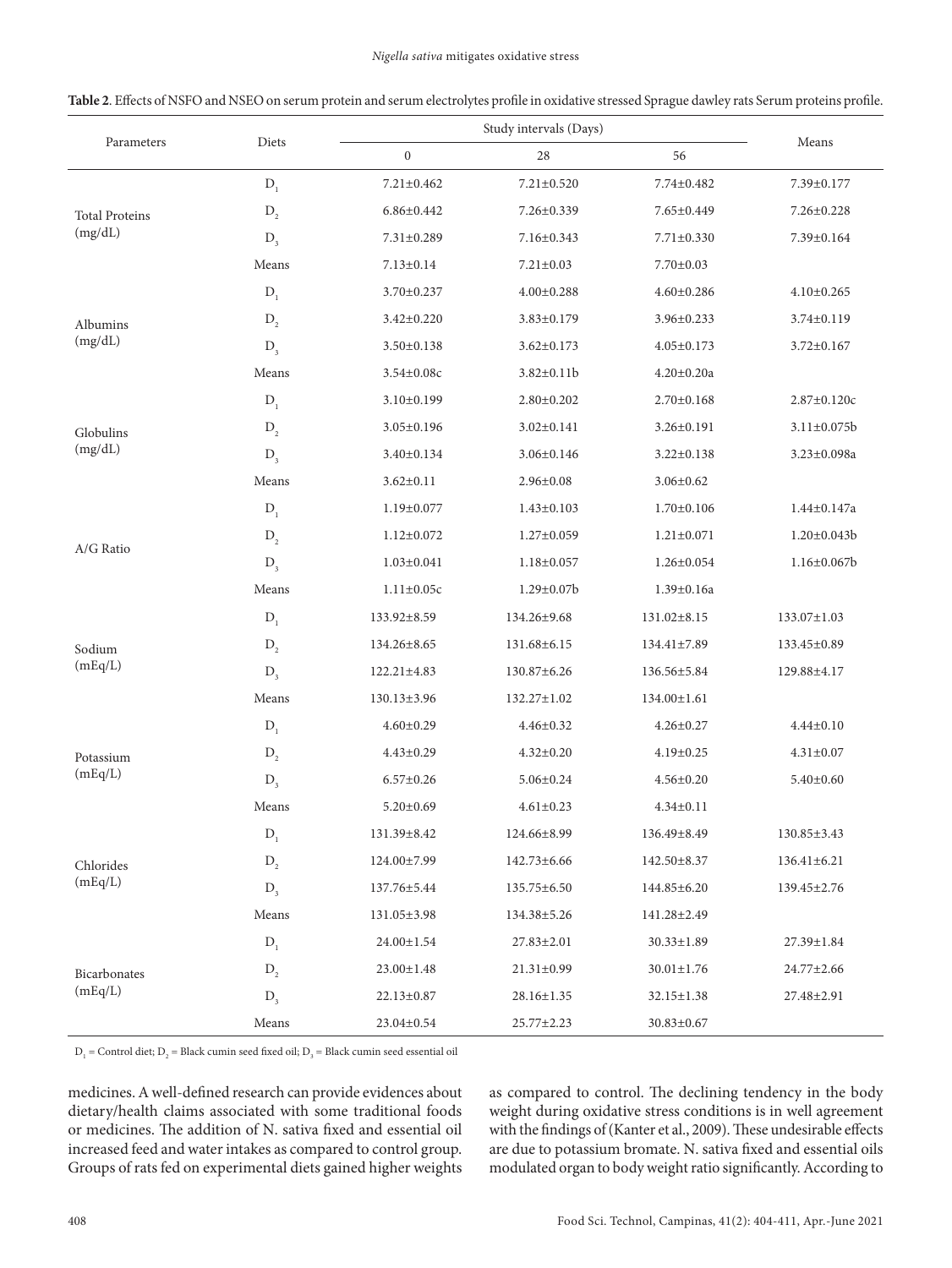**Table 2**. Effects of NSFO and NSEO on serum protein and serum electrolytes profile in oxidative stressed Sprague dawley rats Serum proteins profile.

| Parameters | Diets | Study intervals (Days) | | | Means |
|---|---|---|---|---|---|
| | | 0 | 28 | 56 | |
| Total Proteins (mg/dL) | $D_1$ | 7.21±0.462 | 7.21±0.520 | 7.74±0.482 | 7.39±0.177 |
| | $D_2$ | 6.86±0.442 | 7.26±0.339 | 7.65±0.449 | 7.26±0.228 |
| | $D_3$ | 7.31±0.289 | 7.16±0.343 | 7.71±0.330 | 7.39±0.164 |
| | Means | 7.13±0.14 | 7.21±0.03 | 7.70±0.03 | |
| Albumins (mg/dL) | $D_1$ | 3.70±0.237 | 4.00±0.288 | 4.60±0.286 | 4.10±0.265 |
| | $D_2$ | 3.42±0.220 | 3.83±0.179 | 3.96±0.233 | 3.74±0.119 |
| | $D_3$ | 3.50±0.138 | 3.62±0.173 | 4.05±0.173 | 3.72±0.167 |
| | Means | 3.54±0.08c | 3.82±0.11b | 4.20±0.20a | |
| Globulins (mg/dL) | $D_1$ | 3.10±0.199 | 2.80±0.202 | 2.70±0.168 | 2.87±0.120c |
| | $D_2$ | 3.05±0.196 | 3.02±0.141 | 3.26±0.191 | 3.11±0.075b |
| | $D_3$ | 3.40±0.134 | 3.06±0.146 | 3.22±0.138 | 3.23±0.098a |
| | Means | 3.62±0.11 | 2.96±0.08 | 3.06±0.62 | |
| A/G Ratio | $D_1$ | 1.19±0.077 | 1.43±0.103 | 1.70±0.106 | 1.44±0.147a |
| | $D_2$ | 1.12±0.072 | 1.27±0.059 | 1.21±0.071 | 1.20±0.043b |
| | $D_3$ | 1.03±0.041 | 1.18±0.057 | 1.26±0.054 | 1.16±0.067b |
| | Means | 1.11±0.05c | 1.29±0.07b | 1.39±0.16a | |
| Sodium (mEq/L) | $D_1$ | 133.92±8.59 | 134.26±9.68 | 131.02±8.15 | 133.07±1.03 |
| | $D_2$ | 134.26±8.65 | 131.68±6.15 | 134.41±7.89 | 133.45±0.89 |
| | $D_3$ | 122.21±4.83 | 130.87±6.26 | 136.56±5.84 | 129.88±4.17 |
| | Means | 130.13±3.96 | 132.27±1.02 | 134.00±1.61 | |
| Potassium (mEq/L) | $D_1$ | 4.60±0.29 | 4.46±0.32 | 4.26±0.27 | 4.44±0.10 |
| | $D_2$ | 4.43±0.29 | 4.32±0.20 | 4.19±0.25 | 4.31±0.07 |
| | $D_3$ | 6.57±0.26 | 5.06±0.24 | 4.56±0.20 | 5.40±0.60 |
| | Means | 5.20±0.69 | 4.61±0.23 | 4.34±0.11 | |
| Chlorides (mEq/L) | $D_1$ | 131.39±8.42 | 124.66±8.99 | 136.49±8.49 | 130.85±3.43 |
| | $D_2$ | 124.00±7.99 | 142.73±6.66 | 142.50±8.37 | 136.41±6.21 |
| | $D_3$ | 137.76±5.44 | 135.75±6.50 | 144.85±6.20 | 139.45±2.76 |
| | Means | 131.05±3.98 | 134.38±5.26 | 141.28±2.49 | |
| Bicarbonates (mEq/L) | $D_1$ | 24.00±1.54 | 27.83±2.01 | 30.33±1.89 | 27.39±1.84 |
| | $D_2$ | 23.00±1.48 | 21.31±0.99 | 30.01±1.76 | 24.77±2.66 |
| | $D_3$ | 22.13±0.87 | 28.16±1.35 | 32.15±1.38 | 27.48±2.91 |
| | Means | 23.04±0.54 | 25.77±2.23 | 30.83±0.67 | |

$D_1$ = Control diet; $D_2$ = Black cumin seed fixed oil; $D_3$ = Black cumin seed essential oil

medicines. A well-defined research can provide evidences about dietary/health claims associated with some traditional foods or medicines. The addition of N. sativa fixed and essential oil increased feed and water intakes as compared to control group. Groups of rats fed on experimental diets gained higher weights as compared to control. The declining tendency in the body weight during oxidative stress conditions is in well agreement with the findings of (Kanter et al., 2009). These undesirable effects are due to potassium bromate. N. sativa fixed and essential oils modulated organ to body weight ratio significantly. According to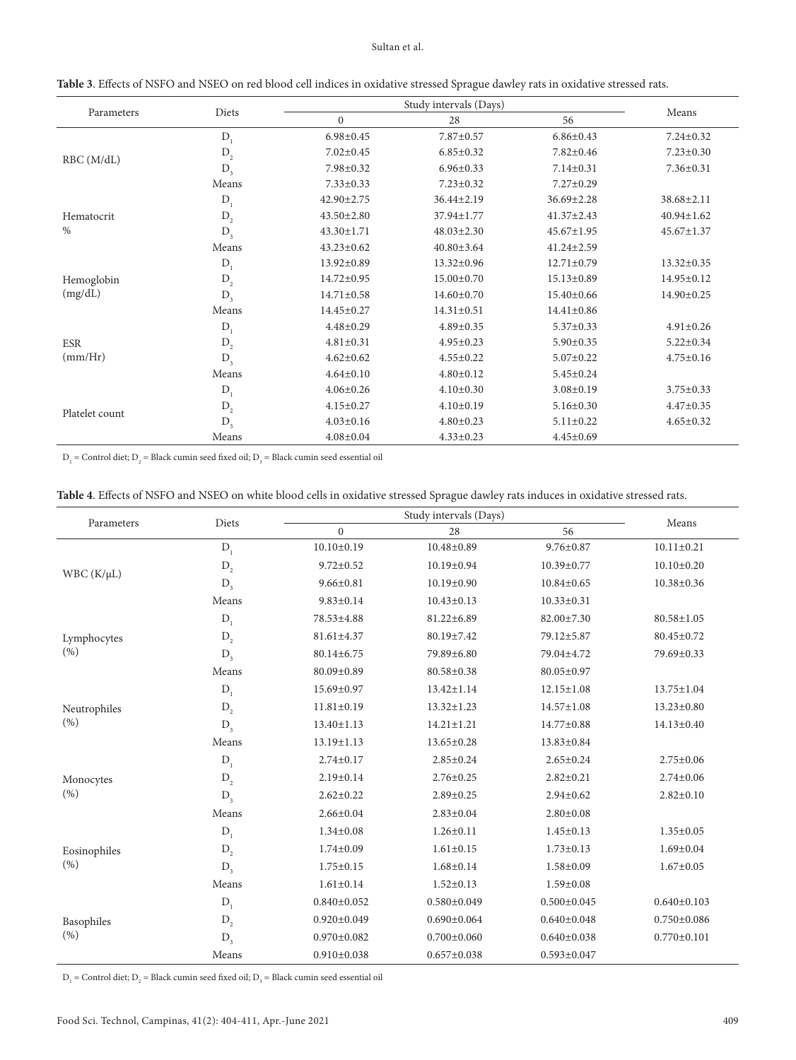**Table 3**. Effects of NSFO and NSEO on red blood cell indices in oxidative stressed Sprague dawley rats in oxidative stressed rats.

| Parameters | Diets | Study intervals (Days) | | | Means |
|---|---|---|---|---|---|
| | | 0 | 28 | 56 | |
| RBC (M/dL) | $D_1$ | 6.98±0.45 | 7.87±0.57 | 6.86±0.43 | 7.24±0.32 |
| | $D_2$ | 7.02±0.45 | 6.85±0.32 | 7.82±0.46 | 7.23±0.30 |
| | $D_3$ | 7.98±0.32 | 6.96±0.33 | 7.14±0.31 | 7.36±0.31 |
| | Means | 7.33±0.33 | 7.23±0.32 | 7.27±0.29 | |
| Hematocrit % | $D_1$ | 42.90±2.75 | 36.44±2.19 | 36.69±2.28 | 38.68±2.11 |
| | $D_2$ | 43.50±2.80 | 37.94±1.77 | 41.37±2.43 | 40.94±1.62 |
| | $D_3$ | 43.30±1.71 | 48.03±2.30 | 45.67±1.95 | 45.67±1.37 |
| | Means | 43.23±0.62 | 40.80±3.64 | 41.24±2.59 | |
| Hemoglobin (mg/dL) | $D_1$ | 13.92±0.89 | 13.32±0.96 | 12.71±0.79 | 13.32±0.35 |
| | $D_2$ | 14.72±0.95 | 15.00±0.70 | 15.13±0.89 | 14.95±0.12 |
| | $D_3$ | 14.71±0.58 | 14.60±0.70 | 15.40±0.66 | 14.90±0.25 |
| | Means | 14.45±0.27 | 14.31±0.51 | 14.41±0.86 | |
| ESR (mm/Hr) | $D_1$ | 4.48±0.29 | 4.89±0.35 | 5.37±0.33 | 4.91±0.26 |
| | $D_2$ | 4.81±0.31 | 4.95±0.23 | 5.90±0.35 | 5.22±0.34 |
| | $D_3$ | 4.62±0.62 | 4.55±0.22 | 5.07±0.22 | 4.75±0.16 |
| | Means | 4.64±0.10 | 4.80±0.12 | 5.45±0.24 | |
| Platelet count | $D_1$ | 4.06±0.26 | 4.10±0.30 | 3.08±0.19 | 3.75±0.33 |
| | $D_2$ | 4.15±0.27 | 4.10±0.19 | 5.16±0.30 | 4.47±0.35 |
| | $D_3$ | 4.03±0.16 | 4.80±0.23 | 5.11±0.22 | 4.65±0.32 |
| | Means | 4.08±0.04 | 4.33±0.23 | 4.45±0.69 | |

$D_1$ = Control diet; $D_2$ = Black cumin seed fixed oil; $D_3$ = Black cumin seed essential oil

**Table 4**. Effects of NSFO and NSEO on white blood cells in oxidative stressed Sprague dawley rats induces in oxidative stressed rats.

| Parameters | Diets | Study intervals (Days) | | | Means |
|---|---|---|---|---|---|
| | | 0 | 28 | 56 | |
| WBC (K/μL) | $D_1$ | 10.10±0.19 | 10.48±0.89 | 9.76±0.87 | 10.11±0.21 |
| | $D_2$ | 9.72±0.52 | 10.19±0.94 | 10.39±0.77 | 10.10±0.20 |
| | $D_3$ | 9.66±0.81 | 10.19±0.90 | 10.84±0.65 | 10.38±0.36 |
| | Means | 9.83±0.14 | 10.43±0.13 | 10.33±0.31 | |
| Lymphocytes (%) | $D_1$ | 78.53±4.88 | 81.22±6.89 | 82.00±7.30 | 80.58±1.05 |
| | $D_2$ | 81.61±4.37 | 80.19±7.42 | 79.12±5.87 | 80.45±0.72 |
| | $D_3$ | 80.14±6.75 | 79.89±6.80 | 79.04±4.72 | 79.69±0.33 |
| | Means | 80.09±0.89 | 80.58±0.38 | 80.05±0.97 | |
| Neutrophiles (%) | $D_1$ | 15.69±0.97 | 13.42±1.14 | 12.15±1.08 | 13.75±1.04 |
| | $D_2$ | 11.81±0.19 | 13.32±1.23 | 14.57±1.08 | 13.23±0.80 |
| | $D_3$ | 13.40±1.13 | 14.21±1.21 | 14.77±0.88 | 14.13±0.40 |
| | Means | 13.19±1.13 | 13.65±0.28 | 13.83±0.84 | |
| Monocytes (%) | $D_1$ | 2.74±0.17 | 2.85±0.24 | 2.65±0.24 | 2.75±0.06 |
| | $D_2$ | 2.19±0.14 | 2.76±0.25 | 2.82±0.21 | 2.74±0.06 |
| | $D_3$ | 2.62±0.22 | 2.89±0.25 | 2.94±0.62 | 2.82±0.10 |
| | Means | 2.66±0.04 | 2.83±0.04 | 2.80±0.08 | |
| Eosinophiles (%) | $D_1$ | 1.34±0.08 | 1.26±0.11 | 1.45±0.13 | 1.35±0.05 |
| | $D_2$ | 1.74±0.09 | 1.61±0.15 | 1.73±0.13 | 1.69±0.04 |
| | $D_3$ | 1.75±0.15 | 1.68±0.14 | 1.58±0.09 | 1.67±0.05 |
| | Means | 1.61±0.14 | 1.52±0.13 | 1.59±0.08 | |
| Basophiles (%) | $D_1$ | 0.840±0.052 | 0.580±0.049 | 0.500±0.045 | 0.640±0.103 |
| | $D_2$ | 0.920±0.049 | 0.690±0.064 | 0.640±0.048 | 0.750±0.086 |
| | $D_3$ | 0.970±0.082 | 0.700±0.060 | 0.640±0.038 | 0.770±0.101 |
| | Means | 0.910±0.038 | 0.657±0.038 | 0.593±0.047 | |

$D_1$ = Control diet; $D_2$ = Black cumin seed fixed oil; $D_3$ = Black cumin seed essential oil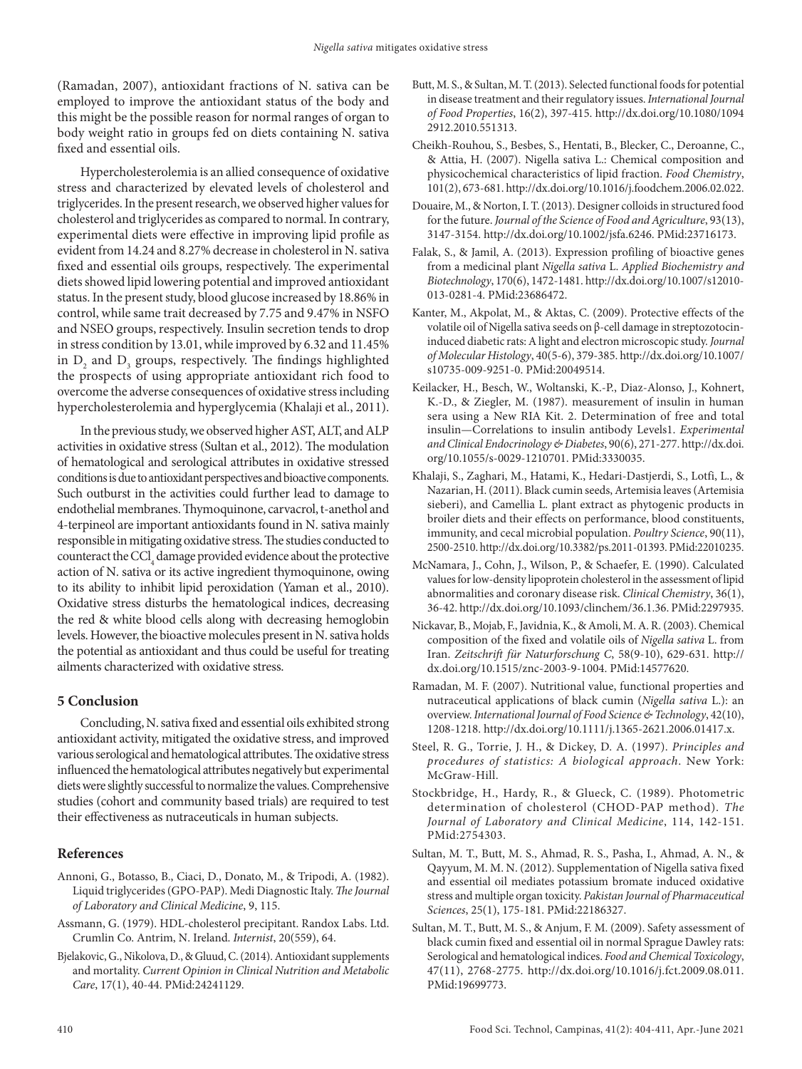(Ramadan, 2007), antioxidant fractions of N. sativa can be employed to improve the antioxidant status of the body and this might be the possible reason for normal ranges of organ to body weight ratio in groups fed on diets containing N. sativa fixed and essential oils.

Hypercholesterolemia is an allied consequence of oxidative stress and characterized by elevated levels of cholesterol and triglycerides. In the present research, we observed higher values for cholesterol and triglycerides as compared to normal. In contrary, experimental diets were effective in improving lipid profile as evident from 14.24 and 8.27% decrease in cholesterol in N. sativa fixed and essential oils groups, respectively. The experimental diets showed lipid lowering potential and improved antioxidant status. In the present study, blood glucose increased by 18.86% in control, while same trait decreased by 7.75 and 9.47% in NSFO and NSEO groups, respectively. Insulin secretion tends to drop in stress condition by 13.01, while improved by 6.32 and 11.45% in $D_2$ and $D_3$ groups, respectively. The findings highlighted the prospects of using appropriate antioxidant rich food to overcome the adverse consequences of oxidative stress including hypercholesterolemia and hyperglycemia (Khalaji et al., 2011).

In the previous study, we observed higher AST, ALT, and ALP activities in oxidative stress (Sultan et al., 2012). The modulation of hematological and serological attributes in oxidative stressed conditions is due to antioxidant perspectives and bioactive components. Such outburst in the activities could further lead to damage to endothelial membranes. Thymoquinone, carvacrol, t-anethol and 4-terpineol are important antioxidants found in N. sativa mainly responsible in mitigating oxidative stress. The studies conducted to counteract the $CCl_4$ damage provided evidence about the protective action of N. sativa or its active ingredient thymoquinone, owing to its ability to inhibit lipid peroxidation (Yaman et al., 2010). Oxidative stress disturbs the hematological indices, decreasing the red & white blood cells along with decreasing hemoglobin levels. However, the bioactive molecules present in N. sativa holds the potential as antioxidant and thus could be useful for treating ailments characterized with oxidative stress.

## 5 Conclusion

Concluding, N. sativa fixed and essential oils exhibited strong antioxidant activity, mitigated the oxidative stress, and improved various serological and hematological attributes. The oxidative stress influenced the hematological attributes negatively but experimental diets were slightly successful to normalize the values. Comprehensive studies (cohort and community based trials) are required to test their effectiveness as nutraceuticals in human subjects.

## References

Annoni, G., Botasso, B., Ciaci, D., Donato, M., & Tripodi, A. (1982). Liquid triglycerides (GPO-PAP). Medi Diagnostic Italy. *The Journal of Laboratory and Clinical Medicine*, 9, 115.

Assmann, G. (1979). HDL-cholesterol precipitant. Randox Labs. Ltd. Crumlin Co. Antrim, N. Ireland. *Internist*, 20(559), 64.

Bjelakovic, G., Nikolova, D., & Gluud, C. (2014). Antioxidant supplements and mortality. *Current Opinion in Clinical Nutrition and Metabolic Care*, 17(1), 40-44. PMid:24241129.

Butt, M. S., & Sultan, M. T. (2013). Selected functional foods for potential in disease treatment and their regulatory issues. *International Journal of Food Properties*, 16(2), 397-415. http://dx.doi.org/10.1080/10942912.2010.551313.

Cheikh-Rouhou, S., Besbes, S., Hentati, B., Blecker, C., Deroanne, C., & Attia, H. (2007). Nigella sativa L.: Chemical composition and physicochemical characteristics of lipid fraction. *Food Chemistry*, 101(2), 673-681. http://dx.doi.org/10.1016/j.foodchem.2006.02.022.

Douaire, M., & Norton, I. T. (2013). Designer colloids in structured food for the future. *Journal of the Science of Food and Agriculture*, 93(13), 3147-3154. http://dx.doi.org/10.1002/jsfa.6246. PMid:23716173.

Falak, S., & Jamil, A. (2013). Expression profiling of bioactive genes from a medicinal plant *Nigella sativa* L. *Applied Biochemistry and Biotechnology*, 170(6), 1472-1481. http://dx.doi.org/10.1007/s12010-013-0281-4. PMid:23686472.

Kanter, M., Akpolat, M., & Aktas, C. (2009). Protective effects of the volatile oil of Nigella sativa seeds on β-cell damage in streptozotocin-induced diabetic rats: A light and electron microscopic study. *Journal of Molecular Histology*, 40(5-6), 379-385. http://dx.doi.org/10.1007/s10735-009-9251-0. PMid:20049514.

Keilacker, H., Besch, W., Woltanski, K.-P., Diaz-Alonso, J., Kohnert, K.-D., & Ziegler, M. (1987). measurement of insulin in human sera using a New RIA Kit. 2. Determination of free and total insulin—Correlations to insulin antibody Levels1. *Experimental and Clinical Endocrinology & Diabetes*, 90(6), 271-277. http://dx.doi.org/10.1055/s-0029-1210701. PMid:3330035.

Khalaji, S., Zaghari, M., Hatami, K., Hedari-Dastjerdi, S., Lotfi, L., & Nazarian, H. (2011). Black cumin seeds, Artemisia leaves (Artemisia sieberi), and Camellia L. plant extract as phytogenic products in broiler diets and their effects on performance, blood constituents, immunity, and cecal microbial population. *Poultry Science*, 90(11), 2500-2510. http://dx.doi.org/10.3382/ps.2011-01393. PMid:22010235.

McNamara, J., Cohn, J., Wilson, P., & Schaefer, E. (1990). Calculated values for low-density lipoprotein cholesterol in the assessment of lipid abnormalities and coronary disease risk. *Clinical Chemistry*, 36(1), 36-42. http://dx.doi.org/10.1093/clinchem/36.1.36. PMid:2297935.

Nickavar, B., Mojab, F., Javidnia, K., & Amoli, M. A. R. (2003). Chemical composition of the fixed and volatile oils of *Nigella sativa* L. from Iran. *Zeitschrift für Naturforschung C*, 58(9-10), 629-631. http://dx.doi.org/10.1515/znc-2003-9-1004. PMid:14577620.

Ramadan, M. F. (2007). Nutritional value, functional properties and nutraceutical applications of black cumin (*Nigella sativa* L.): an overview. *International Journal of Food Science & Technology*, 42(10), 1208-1218. http://dx.doi.org/10.1111/j.1365-2621.2006.01417.x.

Steel, R. G., Torrie, J. H., & Dickey, D. A. (1997). *Principles and procedures of statistics: A biological approach*. New York: McGraw-Hill.

Stockbridge, H., Hardy, R., & Glueck, C. (1989). Photometric determination of cholesterol (CHOD-PAP method). *The Journal of Laboratory and Clinical Medicine*, 114, 142-151. PMid:2754303.

Sultan, M. T., Butt, M. S., Ahmad, R. S., Pasha, I., Ahmad, A. N., & Qayyum, M. M. N. (2012). Supplementation of Nigella sativa fixed and essential oil mediates potassium bromate induced oxidative stress and multiple organ toxicity. *Pakistan Journal of Pharmaceutical Sciences*, 25(1), 175-181. PMid:22186327.

Sultan, M. T., Butt, M. S., & Anjum, F. M. (2009). Safety assessment of black cumin fixed and essential oil in normal Sprague Dawley rats: Serological and hematological indices. *Food and Chemical Toxicology*, 47(11), 2768-2775. http://dx.doi.org/10.1016/j.fct.2009.08.011. PMid:19699773.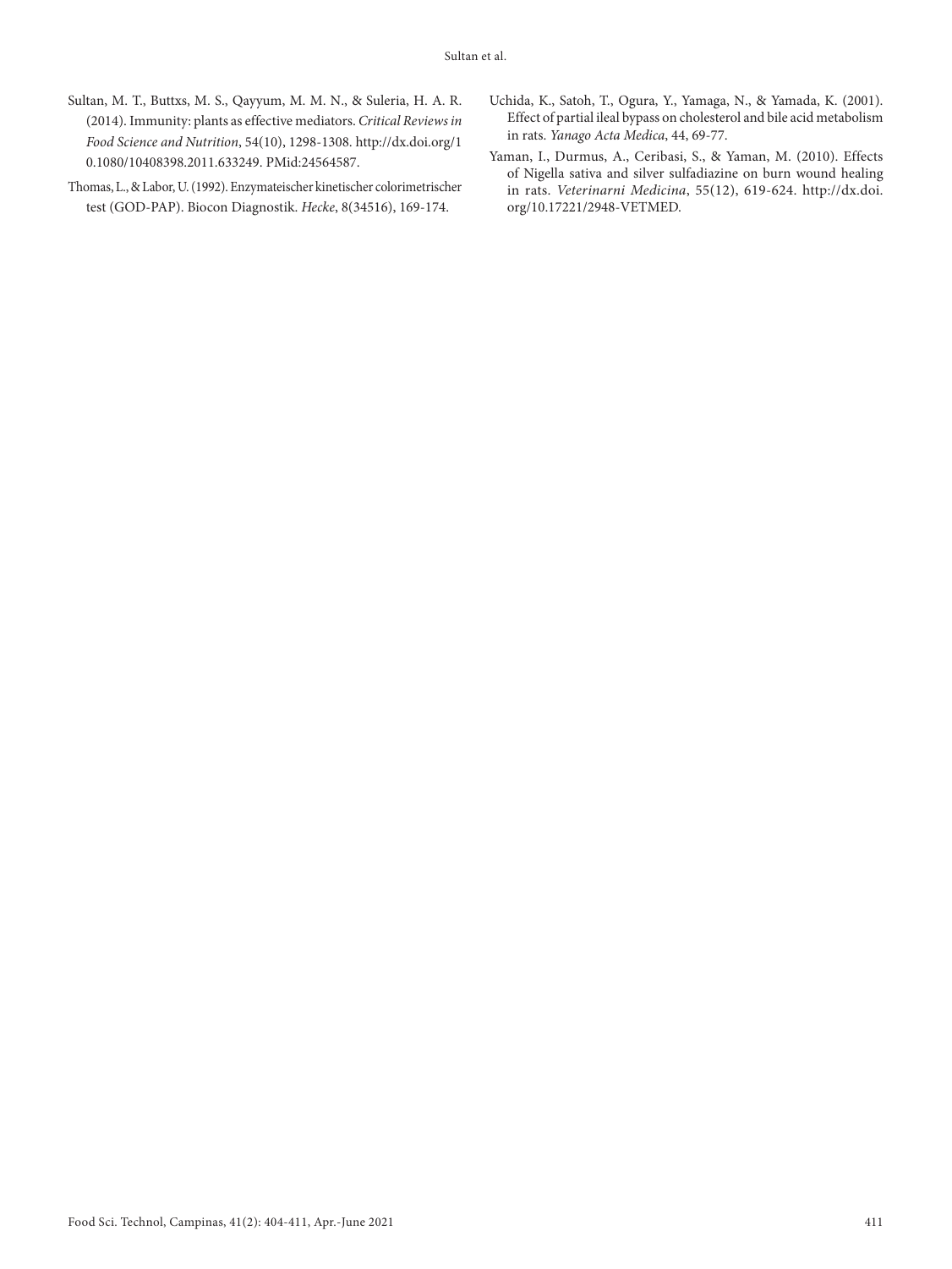Sultan, M. T., Buttxs, M. S., Qayyum, M. M. N., & Suleria, H. A. R. (2014). Immunity: plants as effective mediators. *Critical Reviews in Food Science and Nutrition*, 54(10), 1298-1308. http://dx.doi.org/10.1080/10408398.2011.633249. PMid:24564587.

Thomas, L., & Labor, U. (1992). Enzymateischer kinetischer colorimetrischer test (GOD-PAP). Biocon Diagnostik. *Hecke*, 8(34516), 169-174.

Uchida, K., Satoh, T., Ogura, Y., Yamaga, N., & Yamada, K. (2001). Effect of partial ileal bypass on cholesterol and bile acid metabolism in rats. *Yanago Acta Medica*, 44, 69-77.

Yaman, I., Durmus, A., Ceribasi, S., & Yaman, M. (2010). Effects of Nigella sativa and silver sulfadiazine on burn wound healing in rats. *Veterinarni Medicina*, 55(12), 619-624. http://dx.doi.org/10.17221/2948-VETMED.